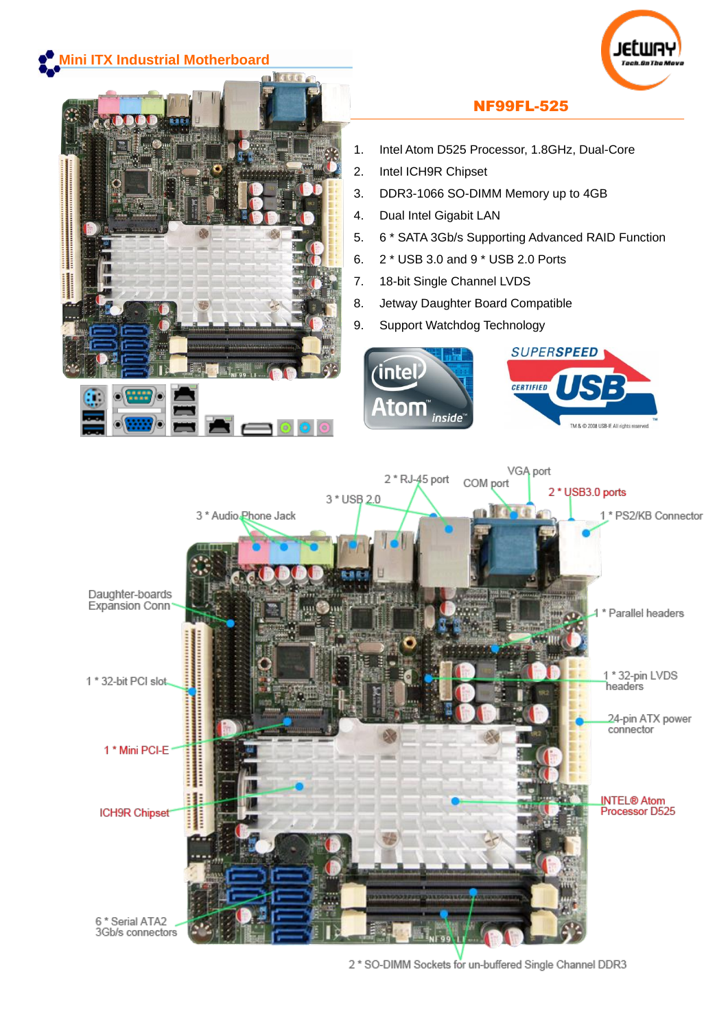## Mini ITX Industrial Motherboard

# NF99FL-525

1. Intel Atom D525 Processor, 1.8GHz, Dual-Core
2. Intel ICH9R Chipset
3. DDR3-1066 SO-DIMM Memory up to 4GB
4. Dual Intel Gigabit LAN
5. 6 * SATA 3Gb/s Supporting Advanced RAID Function
6. 2 * USB 3.0 and 9 * USB 2.0 Ports
7. 18-bit Single Channel LVDS
8. Jetway Daughter Board Compatible
9. Support Watchdog Technology

2 * RJ-45 port
VGA port
COM port
2 * USB3.0 ports
3 * USB 2.0
1 * PS2/KB Connector
3 * Audio Phone Jack
Daughter-boards Expansion Conn
1 * Parallel headers
1 * 32-bit PCI slot
1 * 32-pin LVDS headers
24-pin ATX power connector
1 * Mini PCI-E
ICH9R Chipset
INTEL® Atom Processor D525
6 * Serial ATA2 3Gb/s connectors
2 * SO-DIMM Sockets for un-buffered Single Channel DDR3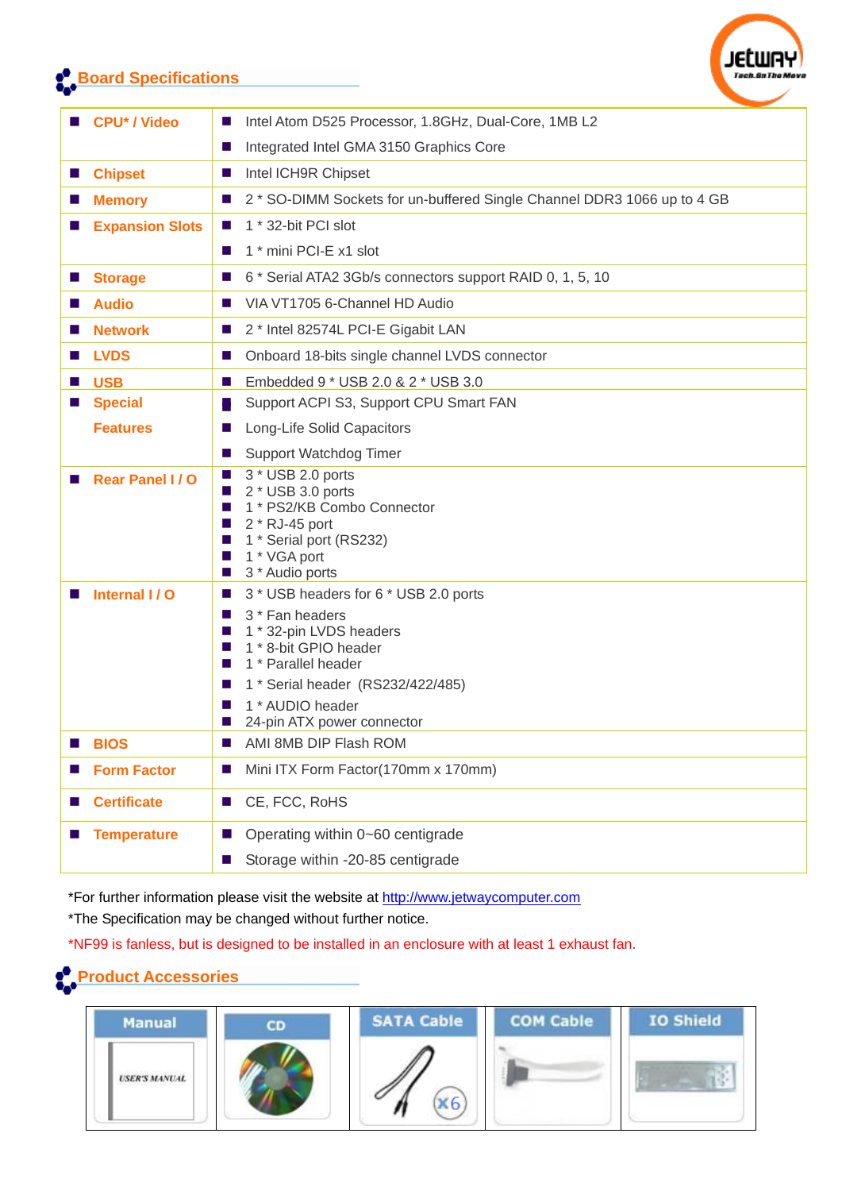## Board Specifications

| | |
|---|---|
| CPU* / Video | Intel Atom D525 Processor, 1.8GHz, Dual-Core, 1MB L2<br>Integrated Intel GMA 3150 Graphics Core |
| Chipset | Intel ICH9R Chipset |
| Memory | 2 * SO-DIMM Sockets for un-buffered Single Channel DDR3 1066 up to 4 GB |
| Expansion Slots | 1 * 32-bit PCI slot<br>1 * mini PCI-E x1 slot |
| Storage | 6 * Serial ATA2 3Gb/s connectors support RAID 0, 1, 5, 10 |
| Audio | VIA VT1705 6-Channel HD Audio |
| Network | 2 * Intel 82574L PCI-E Gigabit LAN |
| LVDS | Onboard 18-bits single channel LVDS connector |
| USB | Embedded 9 * USB 2.0 & 2 * USB 3.0 |
| Special Features | Support ACPI S3, Support CPU Smart FAN<br>Long-Life Solid Capacitors<br>Support Watchdog Timer |
| Rear Panel I / O | 3 * USB 2.0 ports<br>2 * USB 3.0 ports<br>1 * PS2/KB Combo Connector<br>2 * RJ-45 port<br>1 * Serial port (RS232)<br>1 * VGA port<br>3 * Audio ports |
| Internal I / O | 3 * USB headers for 6 * USB 2.0 ports<br>3 * Fan headers<br>1 * 32-pin LVDS headers<br>1 * 8-bit GPIO header<br>1 * Parallel header<br>1 * Serial header (RS232/422/485)<br>1 * AUDIO header<br>24-pin ATX power connector |
| BIOS | AMI 8MB DIP Flash ROM |
| Form Factor | Mini ITX Form Factor(170mm x 170mm) |
| Certificate | CE, FCC, RoHS |
| Temperature | Operating within 0~60 centigrade<br>Storage within -20-85 centigrade |

*For further information please visit the website at http://www.jetwaycomputer.com

*The Specification may be changed without further notice.

*NF99 is fanless, but is designed to be installed in an enclosure with at least 1 exhaust fan.

## Product Accessories

| Manual | CD | SATA Cable | COM Cable | IO Shield |
|---|---|---|---|---|
| USER'S MANUAL | | x6 | | |